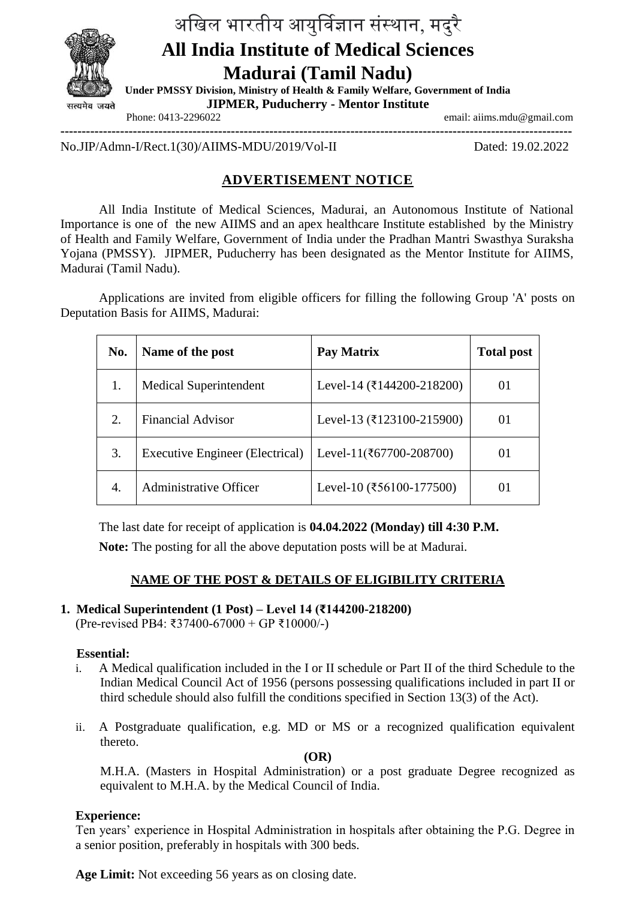# अखिल भारतीय आयुर्विज्ञान संस्थान, मदुरै

# All India Institute of Medical Sciences Madurai (Tamil Nadu)

**Under PMSSY Division, Ministry of Health & Family Welfare, Government of India**

**JIPMER, Puducherry - Mentor Institute**

सत्यमेव जयते

Phone: 0413-2296022 email: aiims.mdu@gmail.com

---

No.JIP/Admn-I/Rect.1(30)/AIIMS-MDU/2019/Vol-II Dated: 19.02.2022

## ADVERTISEMENT NOTICE

All India Institute of Medical Sciences, Madurai, an Autonomous Institute of National Importance is one of the new AIIMS and an apex healthcare Institute established by the Ministry of Health and Family Welfare, Government of India under the Pradhan Mantri Swasthya Suraksha Yojana (PMSSY). JIPMER, Puducherry has been designated as the Mentor Institute for AIIMS, Madurai (Tamil Nadu).

Applications are invited from eligible officers for filling the following Group 'A' posts on Deputation Basis for AIIMS, Madurai:

| No. | Name of the post | Pay Matrix | Total post |
|---|---|---|---|
| 1. | Medical Superintendent | Level-14 (₹144200-218200) | 01 |
| 2. | Financial Advisor | Level-13 (₹123100-215900) | 01 |
| 3. | Executive Engineer (Electrical) | Level-11(₹67700-208700) | 01 |
| 4. | Administrative Officer | Level-10 (₹56100-177500) | 01 |

The last date for receipt of application is **04.04.2022 (Monday) till 4:30 P.M.**

**Note:** The posting for all the above deputation posts will be at Madurai.

## NAME OF THE POST & DETAILS OF ELIGIBILITY CRITERIA

**1. Medical Superintendent (1 Post) – Level 14 (₹144200-218200)**
(Pre-revised PB4: ₹37400-67000 + GP ₹10000/-)

**Essential:**

i. A Medical qualification included in the I or II schedule or Part II of the third Schedule to the Indian Medical Council Act of 1956 (persons possessing qualifications included in part II or third schedule should also fulfill the conditions specified in Section 13(3) of the Act).

ii. A Postgraduate qualification, e.g. MD or MS or a recognized qualification equivalent thereto.

**(OR)**

M.H.A. (Masters in Hospital Administration) or a post graduate Degree recognized as equivalent to M.H.A. by the Medical Council of India.

**Experience:**

Ten years' experience in Hospital Administration in hospitals after obtaining the P.G. Degree in a senior position, preferably in hospitals with 300 beds.

**Age Limit:** Not exceeding 56 years as on closing date.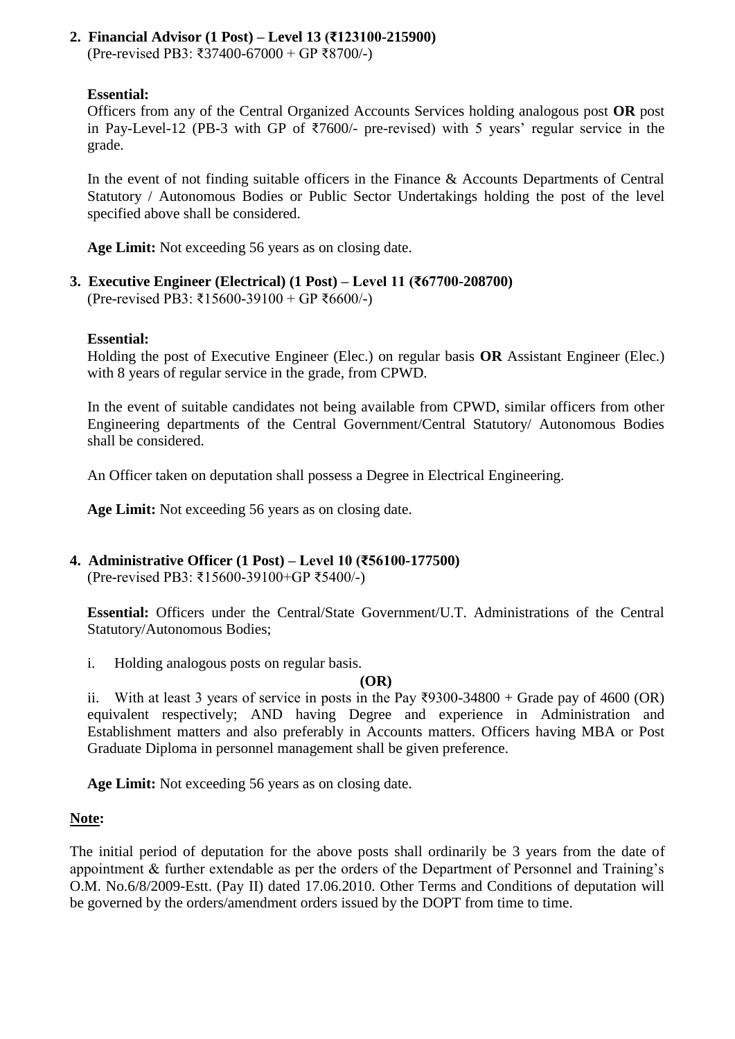**2. Financial Advisor (1 Post) – Level 13 (₹123100-215900)**
(Pre-revised PB3: ₹37400-67000 + GP ₹8700/-)

**Essential:**
Officers from any of the Central Organized Accounts Services holding analogous post **OR** post in Pay-Level-12 (PB-3 with GP of ₹7600/- pre-revised) with 5 years' regular service in the grade.

In the event of not finding suitable officers in the Finance & Accounts Departments of Central Statutory / Autonomous Bodies or Public Sector Undertakings holding the post of the level specified above shall be considered.

**Age Limit:** Not exceeding 56 years as on closing date.

**3. Executive Engineer (Electrical) (1 Post) – Level 11 (₹67700-208700)**
(Pre-revised PB3: ₹15600-39100 + GP ₹6600/-)

**Essential:**
Holding the post of Executive Engineer (Elec.) on regular basis **OR** Assistant Engineer (Elec.) with 8 years of regular service in the grade, from CPWD.

In the event of suitable candidates not being available from CPWD, similar officers from other Engineering departments of the Central Government/Central Statutory/ Autonomous Bodies shall be considered.

An Officer taken on deputation shall possess a Degree in Electrical Engineering.

**Age Limit:** Not exceeding 56 years as on closing date.

**4. Administrative Officer (1 Post) – Level 10 (₹56100-177500)**
(Pre-revised PB3: ₹15600-39100+GP ₹5400/-)

**Essential:** Officers under the Central/State Government/U.T. Administrations of the Central Statutory/Autonomous Bodies;

i. Holding analogous posts on regular basis.

**(OR)**

ii. With at least 3 years of service in posts in the Pay ₹9300-34800 + Grade pay of 4600 (OR) equivalent respectively; AND having Degree and experience in Administration and Establishment matters and also preferably in Accounts matters. Officers having MBA or Post Graduate Diploma in personnel management shall be given preference.

**Age Limit:** Not exceeding 56 years as on closing date.

**Note:**

The initial period of deputation for the above posts shall ordinarily be 3 years from the date of appointment & further extendable as per the orders of the Department of Personnel and Training's O.M. No.6/8/2009-Estt. (Pay II) dated 17.06.2010. Other Terms and Conditions of deputation will be governed by the orders/amendment orders issued by the DOPT from time to time.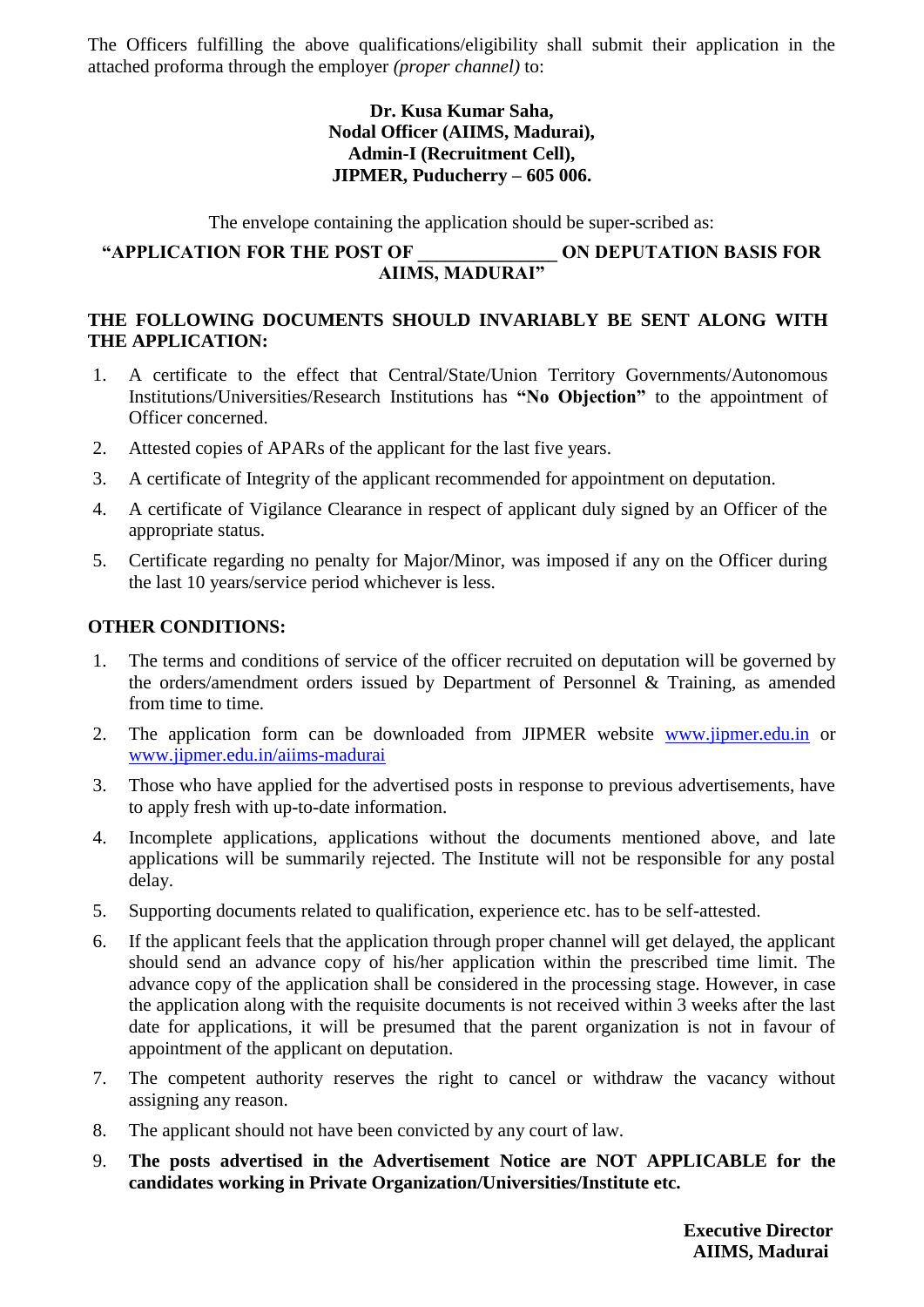The Officers fulfilling the above qualifications/eligibility shall submit their application in the attached proforma through the employer *(proper channel)* to:

**Dr. Kusa Kumar Saha,**
**Nodal Officer (AIIMS, Madurai),**
**Admin-I (Recruitment Cell),**
**JIPMER, Puducherry – 605 006.**

The envelope containing the application should be super-scribed as:

**“APPLICATION FOR THE POST OF _______________ ON DEPUTATION BASIS FOR AIIMS, MADURAI”**

**THE FOLLOWING DOCUMENTS SHOULD INVARIABLY BE SENT ALONG WITH THE APPLICATION:**

1. A certificate to the effect that Central/State/Union Territory Governments/Autonomous Institutions/Universities/Research Institutions has **“No Objection”** to the appointment of Officer concerned.
2. Attested copies of APARs of the applicant for the last five years.
3. A certificate of Integrity of the applicant recommended for appointment on deputation.
4. A certificate of Vigilance Clearance in respect of applicant duly signed by an Officer of the appropriate status.
5. Certificate regarding no penalty for Major/Minor, was imposed if any on the Officer during the last 10 years/service period whichever is less.

**OTHER CONDITIONS:**

1. The terms and conditions of service of the officer recruited on deputation will be governed by the orders/amendment orders issued by Department of Personnel & Training, as amended from time to time.
2. The application form can be downloaded from JIPMER website www.jipmer.edu.in or www.jipmer.edu.in/aiims-madurai
3. Those who have applied for the advertised posts in response to previous advertisements, have to apply fresh with up-to-date information.
4. Incomplete applications, applications without the documents mentioned above, and late applications will be summarily rejected. The Institute will not be responsible for any postal delay.
5. Supporting documents related to qualification, experience etc. has to be self-attested.
6. If the applicant feels that the application through proper channel will get delayed, the applicant should send an advance copy of his/her application within the prescribed time limit. The advance copy of the application shall be considered in the processing stage. However, in case the application along with the requisite documents is not received within 3 weeks after the last date for applications, it will be presumed that the parent organization is not in favour of appointment of the applicant on deputation.
7. The competent authority reserves the right to cancel or withdraw the vacancy without assigning any reason.
8. The applicant should not have been convicted by any court of law.
9. **The posts advertised in the Advertisement Notice are NOT APPLICABLE for the candidates working in Private Organization/Universities/Institute etc.**

**Executive Director**
**AIIMS, Madurai**